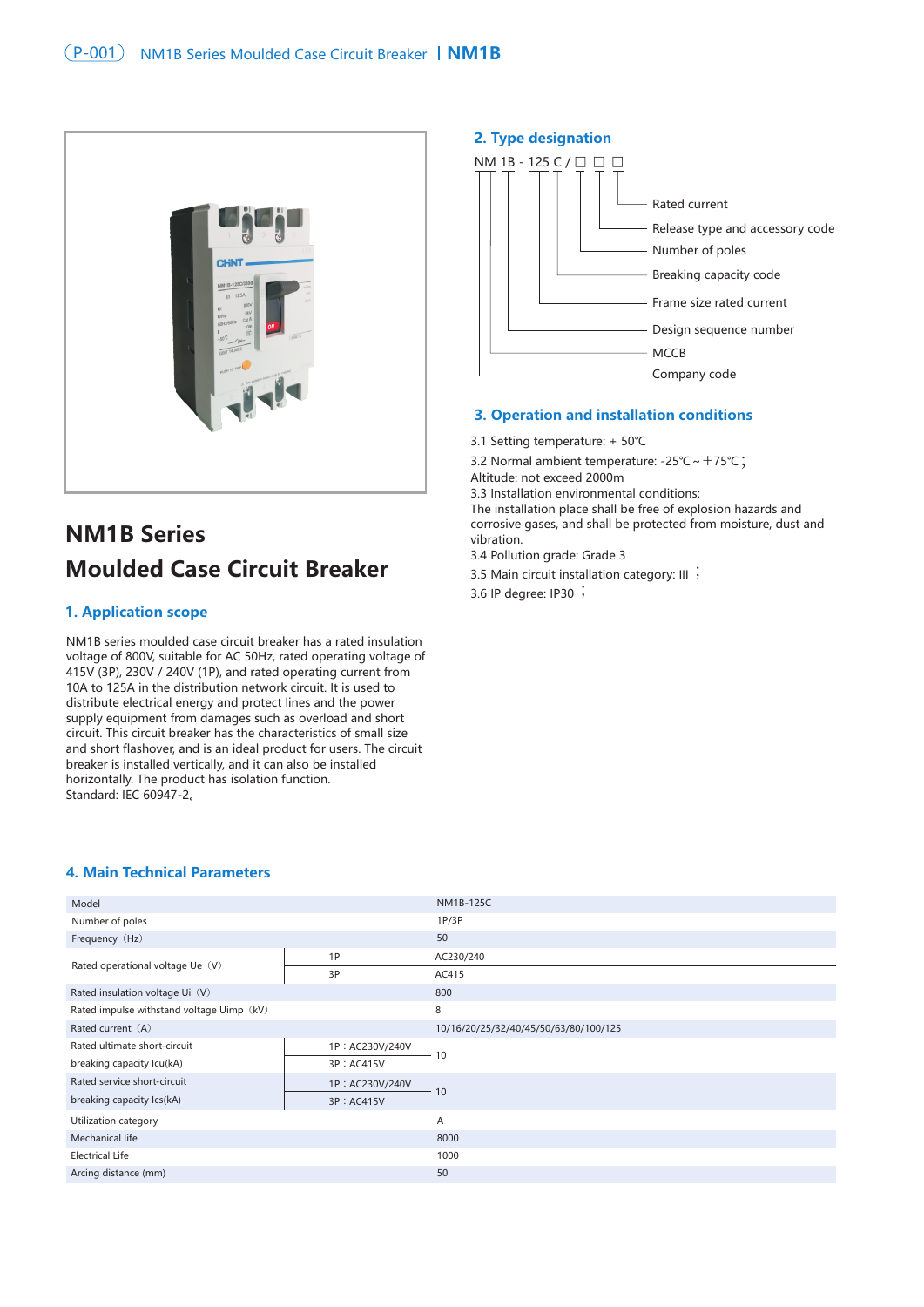# NM1B Series Moulded Case Circuit Breaker

## 1. Application scope

NM1B series moulded case circuit breaker has a rated insulation voltage of 800V, suitable for AC 50Hz, rated operating voltage of 415V (3P), 230V / 240V (1P), and rated operating current from 10A to 125A in the distribution network circuit. It is used to distribute electrical energy and protect lines and the power supply equipment from damages such as overload and short circuit. This circuit breaker has the characteristics of small size and short flashover, and is an ideal product for users. The circuit breaker is installed vertically, and it can also be installed horizontally. The product has isolation function.
Standard: IEC 60947-2。

## 2. Type designation

NM 1B - 125 C / □ □ □

- Rated current
- Release type and accessory code
- Number of poles
- Breaking capacity code
- Frame size rated current
- Design sequence number
- MCCB
- Company code

## 3. Operation and installation conditions

3.1 Setting temperature: + 50℃

3.2 Normal ambient temperature: -25℃～+75℃；
Altitude: not exceed 2000m

3.3 Installation environmental conditions:
The installation place shall be free of explosion hazards and corrosive gases, and shall be protected from moisture, dust and vibration.

3.4 Pollution grade: Grade 3

3.5 Main circuit installation category: III ；

3.6 IP degree: IP30 ；

## 4. Main Technical Parameters

| Model | | NM1B-125C |
|---|---|---|
| Number of poles | | 1P/3P |
| Frequency（Hz） | | 50 |
| Rated operational voltage Ue（V） | 1P | AC230/240 |
| | 3P | AC415 |
| Rated insulation voltage Ui（V） | | 800 |
| Rated impulse withstand voltage Uimp（kV） | | 8 |
| Rated current（A） | | 10/16/20/25/32/40/45/50/63/80/100/125 |
| Rated ultimate short-circuit breaking capacity Icu(kA) | 1P：AC230V/240V | 10 |
| | 3P：AC415V | |
| Rated service short-circuit breaking capacity Ics(kA) | 1P：AC230V/240V | 10 |
| | 3P：AC415V | |
| Utilization category | | A |
| Mechanical life | | 8000 |
| Electrical Life | | 1000 |
| Arcing distance (mm) | | 50 |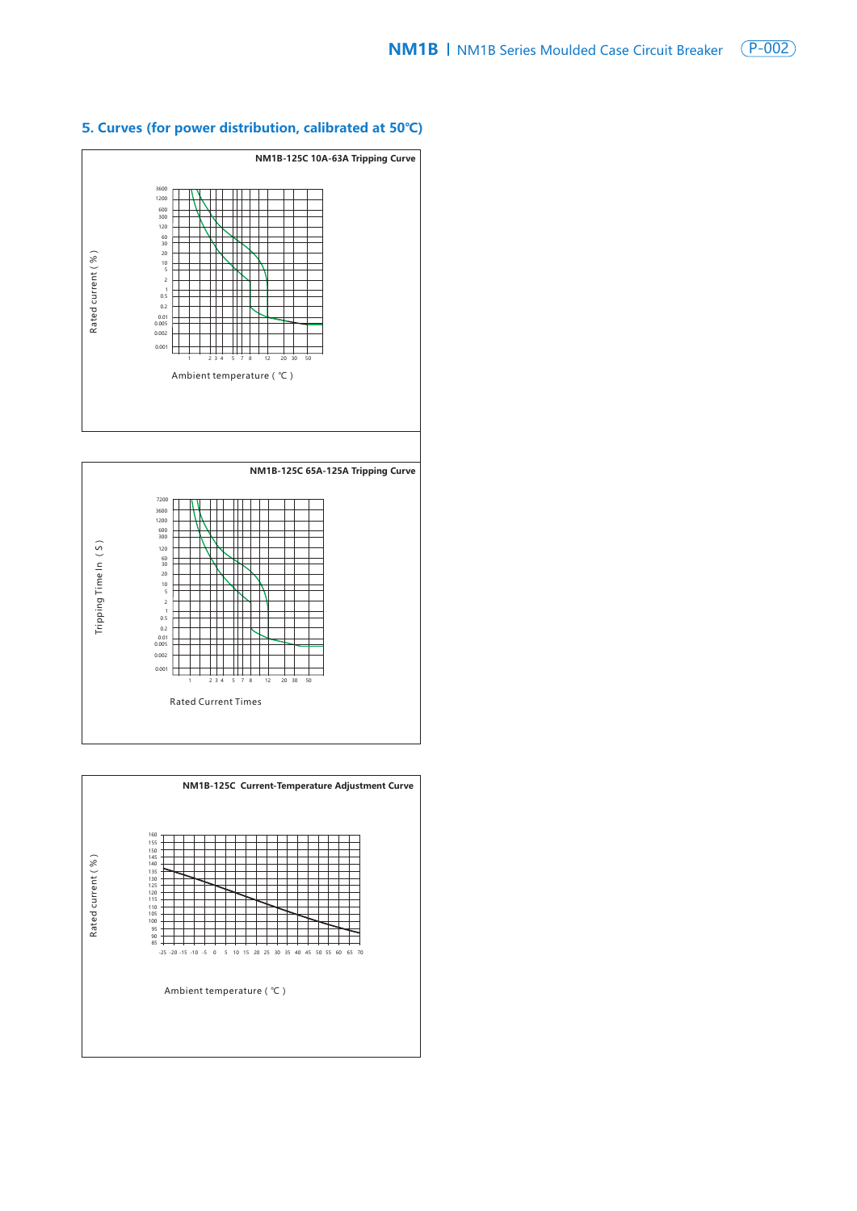## 5. Curves (for power distribution, calibrated at 50℃)

**NM1B-125C 10A-63A Tripping Curve**

Rated current ( % )

3600, 1200, 600, 300, 120, 60, 30, 20, 10, 5, 2, 1, 0.5, 0.2, 0.01, 0.005, 0.002, 0.001

1, 2, 3, 4, 5, 7, 8, 12, 20, 30, 50

Ambient temperature ( ℃ )

**NM1B-125C 65A-125A Tripping Curve**

Tripping Time In ( S )

7200, 3600, 1200, 600, 300, 120, 60, 30, 20, 10, 5, 2, 1, 0.5, 0.2, 0.01, 0.005, 0.002, 0.001

1, 2, 3, 4, 5, 7, 8, 12, 20, 30, 50

Rated Current Times

**NM1B-125C Current-Temperature Adjustment Curve**

Rated current ( % )

160, 155, 150, 145, 140, 135, 130, 125, 120, 115, 110, 105, 100, 95, 90, 85

-25, -20, -15, -10, -5, 0, 5, 10, 15, 20, 25, 30, 35, 40, 45, 50, 55, 60, 65, 70

Ambient temperature ( ℃ )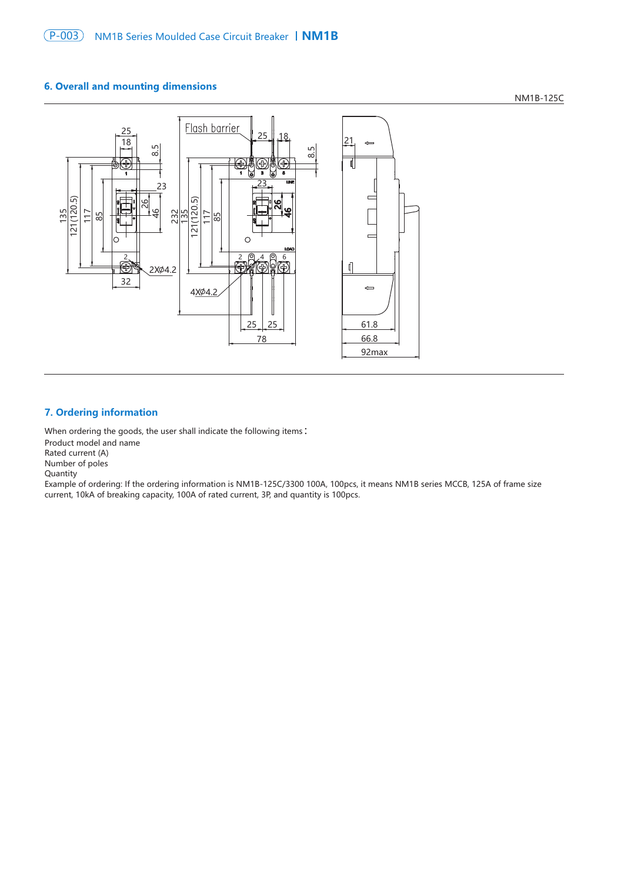## 6. Overall and mounting dimensions

NM1B-125C

## 7. Ordering information

When ordering the goods, the user shall indicate the following items：

Product model and name

Rated current (A)

Number of poles

Quantity

Example of ordering: If the ordering information is NM1B-125C/3300 100A, 100pcs, it means NM1B series MCCB, 125A of frame size current, 10kA of breaking capacity, 100A of rated current, 3P, and quantity is 100pcs.